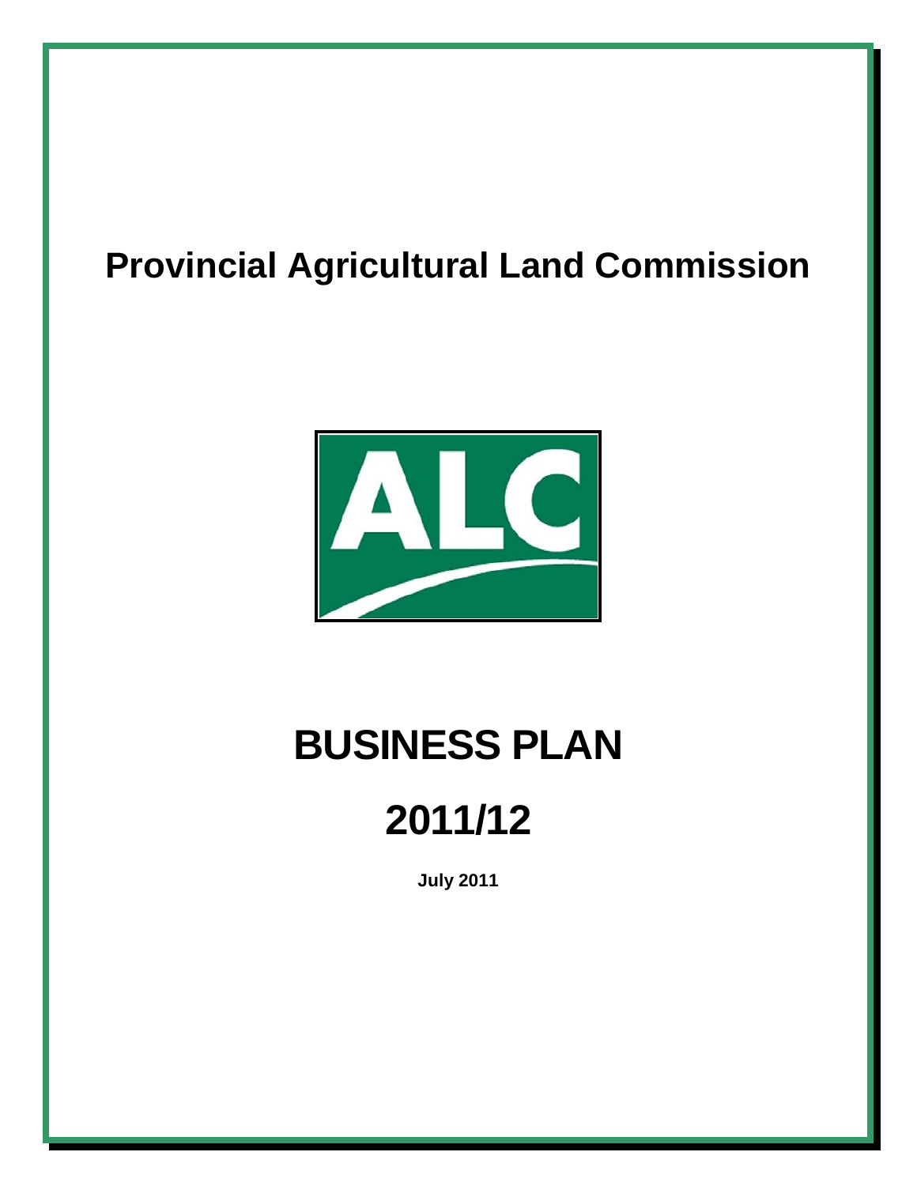# Provincial Agricultural Land Commission

# BUSINESS PLAN

# 2011/12

**July 2011**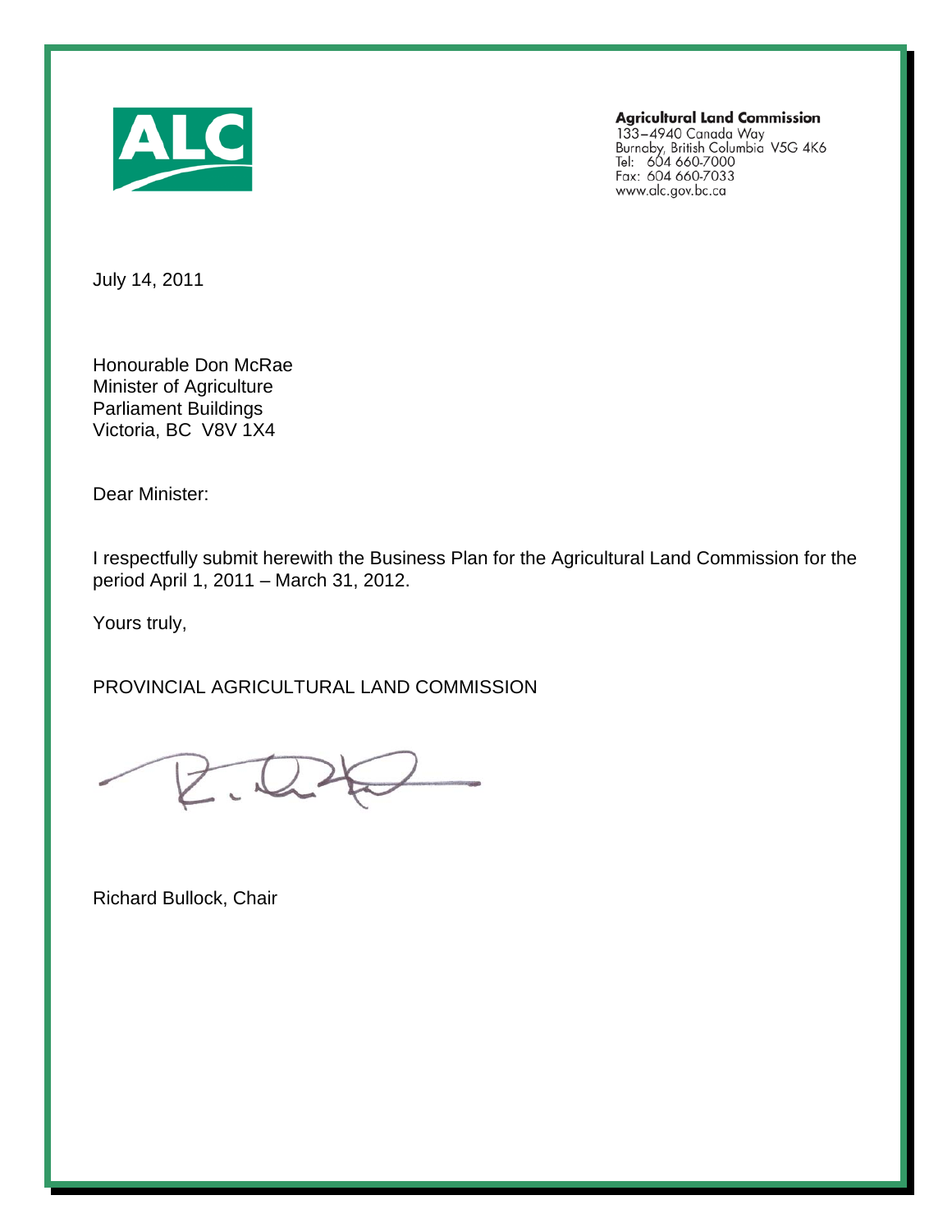**Agricultural Land Commission**
133–4940 Canada Way
Burnaby, British Columbia V5G 4K6
Tel: 604 660-7000
Fax: 604 660-7033
www.alc.gov.bc.ca

July 14, 2011

Honourable Don McRae
Minister of Agriculture
Parliament Buildings
Victoria, BC V8V 1X4

Dear Minister:

I respectfully submit herewith the Business Plan for the Agricultural Land Commission for the period April 1, 2011 – March 31, 2012.

Yours truly,

PROVINCIAL AGRICULTURAL LAND COMMISSION

Richard Bullock, Chair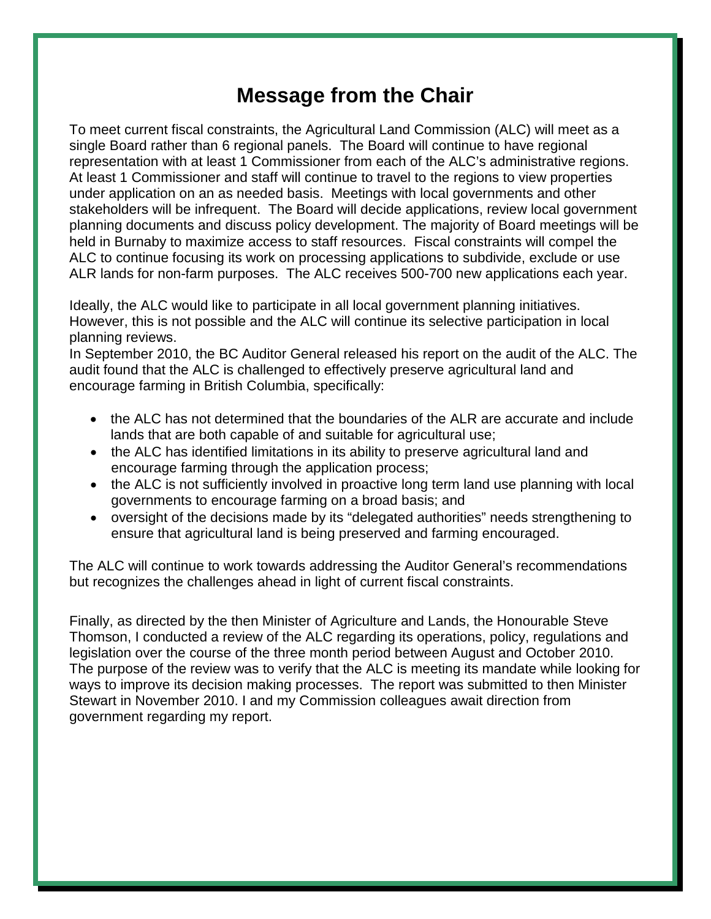# Message from the Chair

To meet current fiscal constraints, the Agricultural Land Commission (ALC) will meet as a single Board rather than 6 regional panels. The Board will continue to have regional representation with at least 1 Commissioner from each of the ALC's administrative regions. At least 1 Commissioner and staff will continue to travel to the regions to view properties under application on an as needed basis. Meetings with local governments and other stakeholders will be infrequent. The Board will decide applications, review local government planning documents and discuss policy development. The majority of Board meetings will be held in Burnaby to maximize access to staff resources. Fiscal constraints will compel the ALC to continue focusing its work on processing applications to subdivide, exclude or use ALR lands for non-farm purposes. The ALC receives 500-700 new applications each year.

Ideally, the ALC would like to participate in all local government planning initiatives. However, this is not possible and the ALC will continue its selective participation in local planning reviews.

In September 2010, the BC Auditor General released his report on the audit of the ALC. The audit found that the ALC is challenged to effectively preserve agricultural land and encourage farming in British Columbia, specifically:

- the ALC has not determined that the boundaries of the ALR are accurate and include lands that are both capable of and suitable for agricultural use;
- the ALC has identified limitations in its ability to preserve agricultural land and encourage farming through the application process;
- the ALC is not sufficiently involved in proactive long term land use planning with local governments to encourage farming on a broad basis; and
- oversight of the decisions made by its "delegated authorities" needs strengthening to ensure that agricultural land is being preserved and farming encouraged.

The ALC will continue to work towards addressing the Auditor General's recommendations but recognizes the challenges ahead in light of current fiscal constraints.

Finally, as directed by the then Minister of Agriculture and Lands, the Honourable Steve Thomson, I conducted a review of the ALC regarding its operations, policy, regulations and legislation over the course of the three month period between August and October 2010. The purpose of the review was to verify that the ALC is meeting its mandate while looking for ways to improve its decision making processes. The report was submitted to then Minister Stewart in November 2010. I and my Commission colleagues await direction from government regarding my report.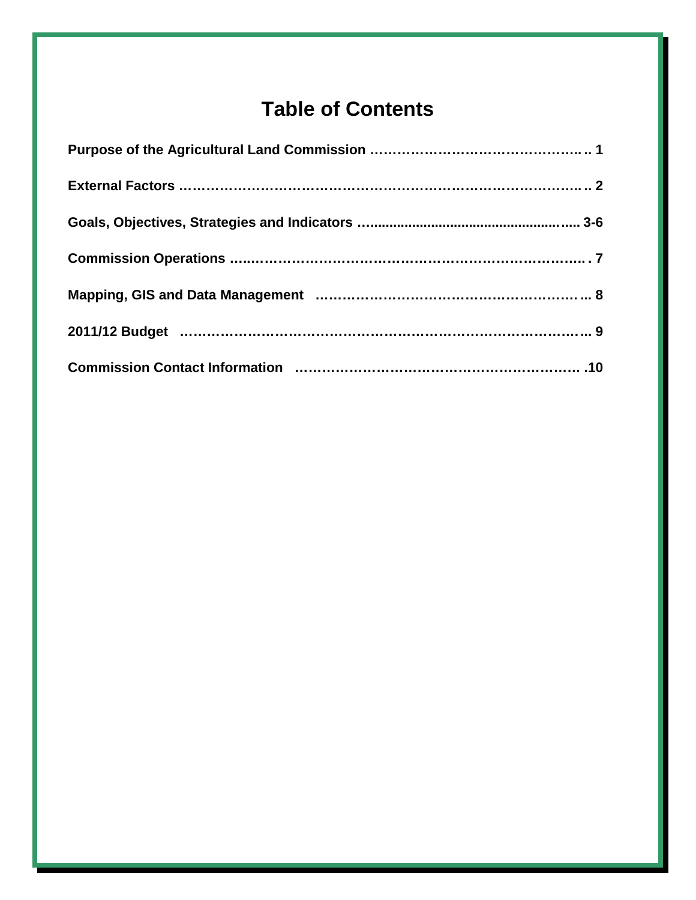# Table of Contents

**Purpose of the Agricultural Land Commission ……………………………………….. .. 1**

**External Factors ………………………………………………………………………….. .. 2**

**Goals, Objectives, Strategies and Indicators …................................................….. 3-6**

**Commission Operations …..…………………………………………………………….. . 7**

**Mapping, GIS and Data Management ……………………………………………….... 8**

**2011/12 Budget ………………………………………………………………………….. 9**

**Commission Contact Information ……………………………………………………… .10**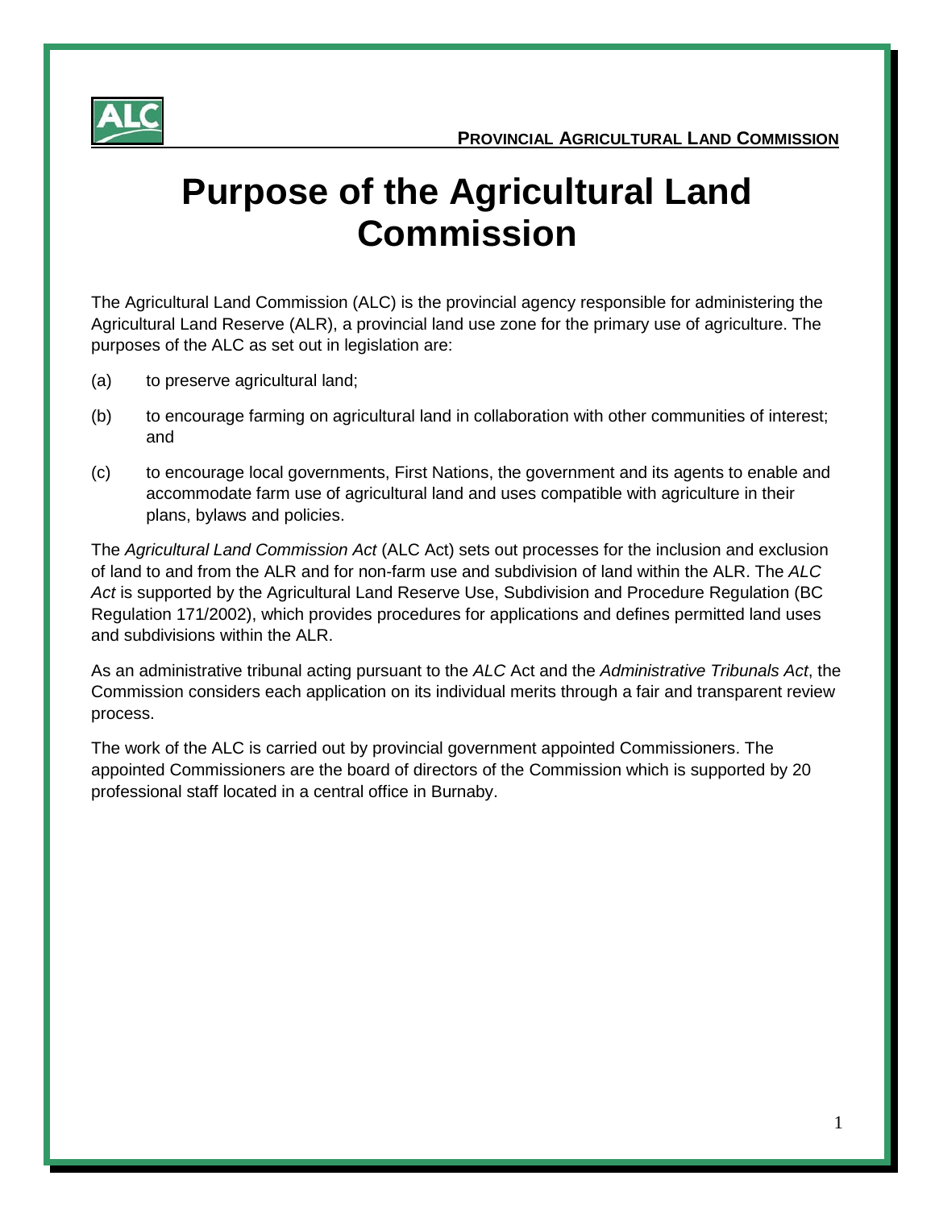# Purpose of the Agricultural Land Commission

The Agricultural Land Commission (ALC) is the provincial agency responsible for administering the Agricultural Land Reserve (ALR), a provincial land use zone for the primary use of agriculture. The purposes of the ALC as set out in legislation are:

(a) to preserve agricultural land;

(b) to encourage farming on agricultural land in collaboration with other communities of interest; and

(c) to encourage local governments, First Nations, the government and its agents to enable and accommodate farm use of agricultural land and uses compatible with agriculture in their plans, bylaws and policies.

The *Agricultural Land Commission Act* (ALC Act) sets out processes for the inclusion and exclusion of land to and from the ALR and for non-farm use and subdivision of land within the ALR. The *ALC Act* is supported by the Agricultural Land Reserve Use, Subdivision and Procedure Regulation (BC Regulation 171/2002), which provides procedures for applications and defines permitted land uses and subdivisions within the ALR.

As an administrative tribunal acting pursuant to the *ALC* Act and the *Administrative Tribunals Act*, the Commission considers each application on its individual merits through a fair and transparent review process.

The work of the ALC is carried out by provincial government appointed Commissioners. The appointed Commissioners are the board of directors of the Commission which is supported by 20 professional staff located in a central office in Burnaby.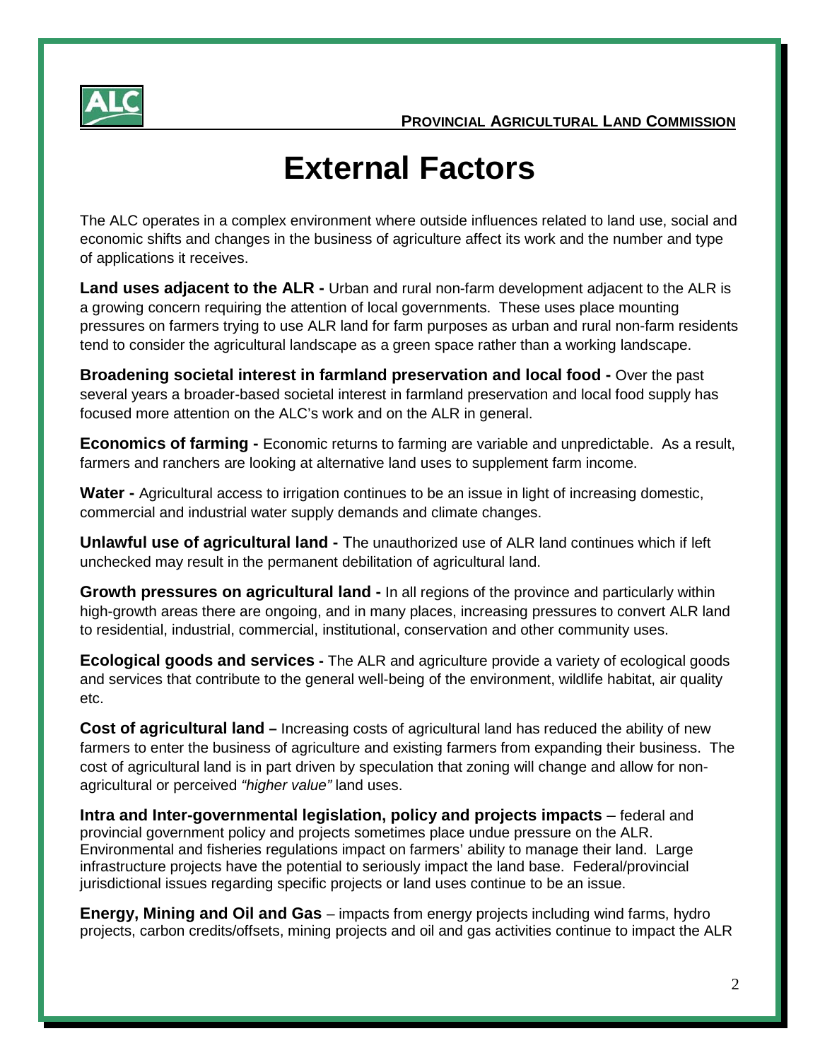# External Factors

The ALC operates in a complex environment where outside influences related to land use, social and economic shifts and changes in the business of agriculture affect its work and the number and type of applications it receives.

**Land uses adjacent to the ALR -** Urban and rural non-farm development adjacent to the ALR is a growing concern requiring the attention of local governments. These uses place mounting pressures on farmers trying to use ALR land for farm purposes as urban and rural non-farm residents tend to consider the agricultural landscape as a green space rather than a working landscape.

**Broadening societal interest in farmland preservation and local food -** Over the past several years a broader-based societal interest in farmland preservation and local food supply has focused more attention on the ALC's work and on the ALR in general.

**Economics of farming -** Economic returns to farming are variable and unpredictable. As a result, farmers and ranchers are looking at alternative land uses to supplement farm income.

**Water -** Agricultural access to irrigation continues to be an issue in light of increasing domestic, commercial and industrial water supply demands and climate changes.

**Unlawful use of agricultural land -** The unauthorized use of ALR land continues which if left unchecked may result in the permanent debilitation of agricultural land.

**Growth pressures on agricultural land -** In all regions of the province and particularly within high-growth areas there are ongoing, and in many places, increasing pressures to convert ALR land to residential, industrial, commercial, institutional, conservation and other community uses.

**Ecological goods and services -** The ALR and agriculture provide a variety of ecological goods and services that contribute to the general well-being of the environment, wildlife habitat, air quality etc.

**Cost of agricultural land –** Increasing costs of agricultural land has reduced the ability of new farmers to enter the business of agriculture and existing farmers from expanding their business. The cost of agricultural land is in part driven by speculation that zoning will change and allow for non-agricultural or perceived *"higher value"* land uses.

**Intra and Inter-governmental legislation, policy and projects impacts** – federal and provincial government policy and projects sometimes place undue pressure on the ALR. Environmental and fisheries regulations impact on farmers' ability to manage their land. Large infrastructure projects have the potential to seriously impact the land base. Federal/provincial jurisdictional issues regarding specific projects or land uses continue to be an issue.

**Energy, Mining and Oil and Gas** – impacts from energy projects including wind farms, hydro projects, carbon credits/offsets, mining projects and oil and gas activities continue to impact the ALR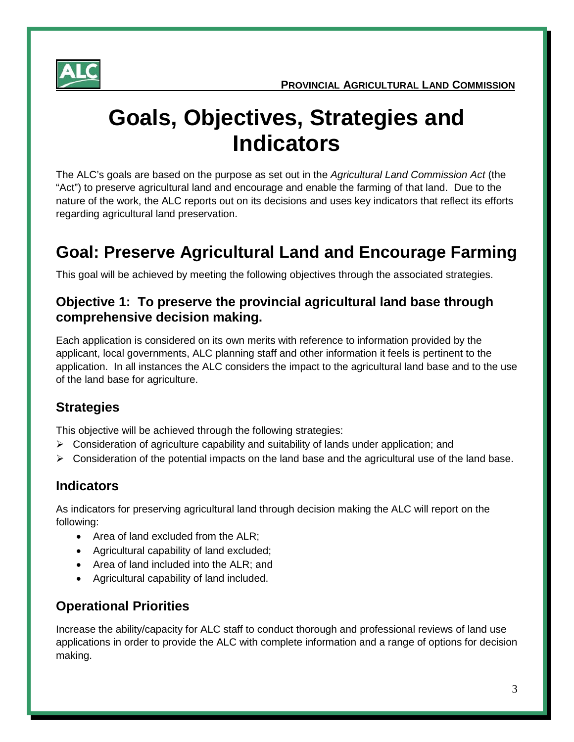# Goals, Objectives, Strategies and Indicators

The ALC's goals are based on the purpose as set out in the *Agricultural Land Commission Act* (the "Act") to preserve agricultural land and encourage and enable the farming of that land. Due to the nature of the work, the ALC reports out on its decisions and uses key indicators that reflect its efforts regarding agricultural land preservation.

## Goal: Preserve Agricultural Land and Encourage Farming

This goal will be achieved by meeting the following objectives through the associated strategies.

### Objective 1: To preserve the provincial agricultural land base through comprehensive decision making.

Each application is considered on its own merits with reference to information provided by the applicant, local governments, ALC planning staff and other information it feels is pertinent to the application. In all instances the ALC considers the impact to the agricultural land base and to the use of the land base for agriculture.

### Strategies

This objective will be achieved through the following strategies:

- Consideration of agriculture capability and suitability of lands under application; and
- Consideration of the potential impacts on the land base and the agricultural use of the land base.

### Indicators

As indicators for preserving agricultural land through decision making the ALC will report on the following:

- Area of land excluded from the ALR;
- Agricultural capability of land excluded;
- Area of land included into the ALR; and
- Agricultural capability of land included.

### Operational Priorities

Increase the ability/capacity for ALC staff to conduct thorough and professional reviews of land use applications in order to provide the ALC with complete information and a range of options for decision making.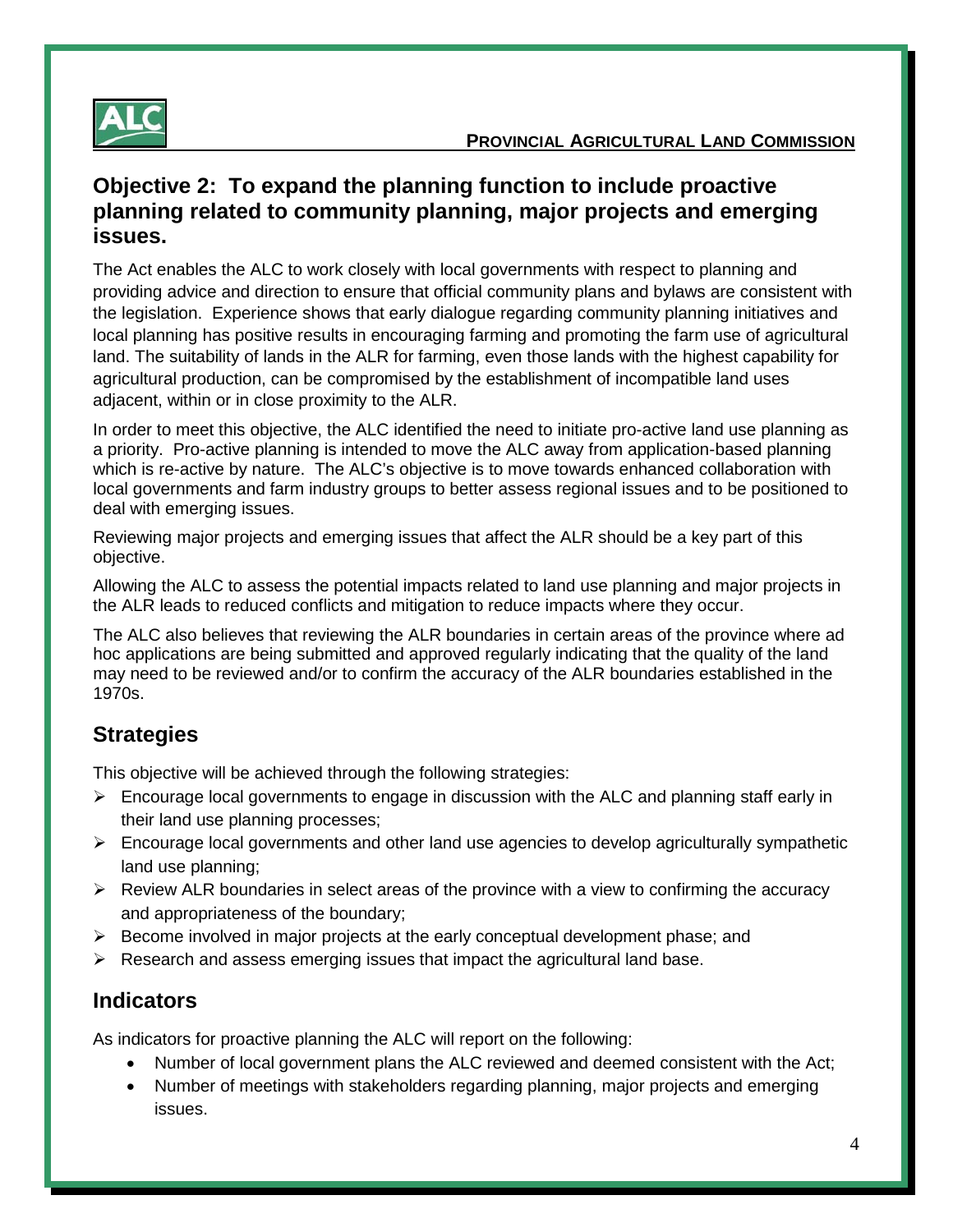## Objective 2: To expand the planning function to include proactive planning related to community planning, major projects and emerging issues.

The Act enables the ALC to work closely with local governments with respect to planning and providing advice and direction to ensure that official community plans and bylaws are consistent with the legislation. Experience shows that early dialogue regarding community planning initiatives and local planning has positive results in encouraging farming and promoting the farm use of agricultural land. The suitability of lands in the ALR for farming, even those lands with the highest capability for agricultural production, can be compromised by the establishment of incompatible land uses adjacent, within or in close proximity to the ALR.

In order to meet this objective, the ALC identified the need to initiate pro-active land use planning as a priority. Pro-active planning is intended to move the ALC away from application-based planning which is re-active by nature. The ALC's objective is to move towards enhanced collaboration with local governments and farm industry groups to better assess regional issues and to be positioned to deal with emerging issues.

Reviewing major projects and emerging issues that affect the ALR should be a key part of this objective.

Allowing the ALC to assess the potential impacts related to land use planning and major projects in the ALR leads to reduced conflicts and mitigation to reduce impacts where they occur.

The ALC also believes that reviewing the ALR boundaries in certain areas of the province where ad hoc applications are being submitted and approved regularly indicating that the quality of the land may need to be reviewed and/or to confirm the accuracy of the ALR boundaries established in the 1970s.

## Strategies

This objective will be achieved through the following strategies:

- Encourage local governments to engage in discussion with the ALC and planning staff early in their land use planning processes;
- Encourage local governments and other land use agencies to develop agriculturally sympathetic land use planning;
- Review ALR boundaries in select areas of the province with a view to confirming the accuracy and appropriateness of the boundary;
- Become involved in major projects at the early conceptual development phase; and
- Research and assess emerging issues that impact the agricultural land base.

## Indicators

As indicators for proactive planning the ALC will report on the following:

- Number of local government plans the ALC reviewed and deemed consistent with the Act;
- Number of meetings with stakeholders regarding planning, major projects and emerging issues.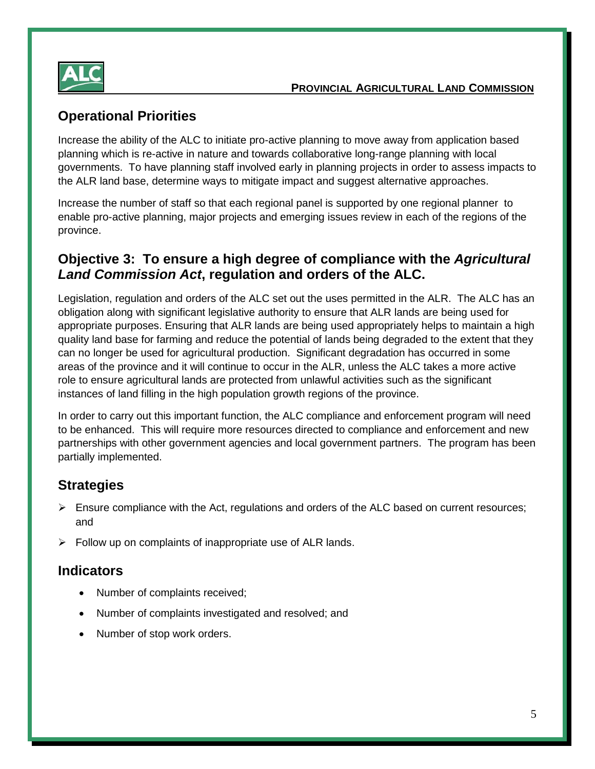## Operational Priorities

Increase the ability of the ALC to initiate pro-active planning to move away from application based planning which is re-active in nature and towards collaborative long-range planning with local governments. To have planning staff involved early in planning projects in order to assess impacts to the ALR land base, determine ways to mitigate impact and suggest alternative approaches.

Increase the number of staff so that each regional panel is supported by one regional planner to enable pro-active planning, major projects and emerging issues review in each of the regions of the province.

## Objective 3: To ensure a high degree of compliance with the *Agricultural Land Commission Act*, regulation and orders of the ALC.

Legislation, regulation and orders of the ALC set out the uses permitted in the ALR. The ALC has an obligation along with significant legislative authority to ensure that ALR lands are being used for appropriate purposes. Ensuring that ALR lands are being used appropriately helps to maintain a high quality land base for farming and reduce the potential of lands being degraded to the extent that they can no longer be used for agricultural production. Significant degradation has occurred in some areas of the province and it will continue to occur in the ALR, unless the ALC takes a more active role to ensure agricultural lands are protected from unlawful activities such as the significant instances of land filling in the high population growth regions of the province.

In order to carry out this important function, the ALC compliance and enforcement program will need to be enhanced. This will require more resources directed to compliance and enforcement and new partnerships with other government agencies and local government partners. The program has been partially implemented.

## Strategies

- Ensure compliance with the Act, regulations and orders of the ALC based on current resources; and
- Follow up on complaints of inappropriate use of ALR lands.

## Indicators

- Number of complaints received;
- Number of complaints investigated and resolved; and
- Number of stop work orders.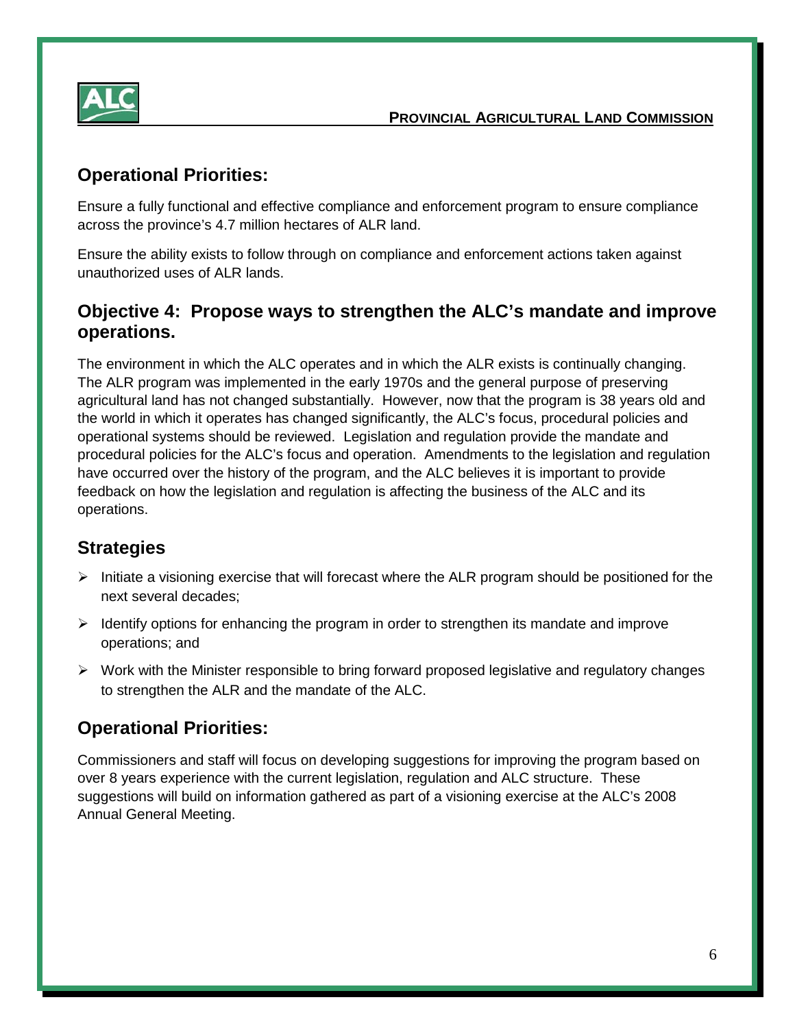## Operational Priorities:

Ensure a fully functional and effective compliance and enforcement program to ensure compliance across the province's 4.7 million hectares of ALR land.

Ensure the ability exists to follow through on compliance and enforcement actions taken against unauthorized uses of ALR lands.

## Objective 4: Propose ways to strengthen the ALC's mandate and improve operations.

The environment in which the ALC operates and in which the ALR exists is continually changing. The ALR program was implemented in the early 1970s and the general purpose of preserving agricultural land has not changed substantially. However, now that the program is 38 years old and the world in which it operates has changed significantly, the ALC's focus, procedural policies and operational systems should be reviewed. Legislation and regulation provide the mandate and procedural policies for the ALC's focus and operation. Amendments to the legislation and regulation have occurred over the history of the program, and the ALC believes it is important to provide feedback on how the legislation and regulation is affecting the business of the ALC and its operations.

## Strategies

- Initiate a visioning exercise that will forecast where the ALR program should be positioned for the next several decades;
- Identify options for enhancing the program in order to strengthen its mandate and improve operations; and
- Work with the Minister responsible to bring forward proposed legislative and regulatory changes to strengthen the ALR and the mandate of the ALC.

## Operational Priorities:

Commissioners and staff will focus on developing suggestions for improving the program based on over 8 years experience with the current legislation, regulation and ALC structure. These suggestions will build on information gathered as part of a visioning exercise at the ALC's 2008 Annual General Meeting.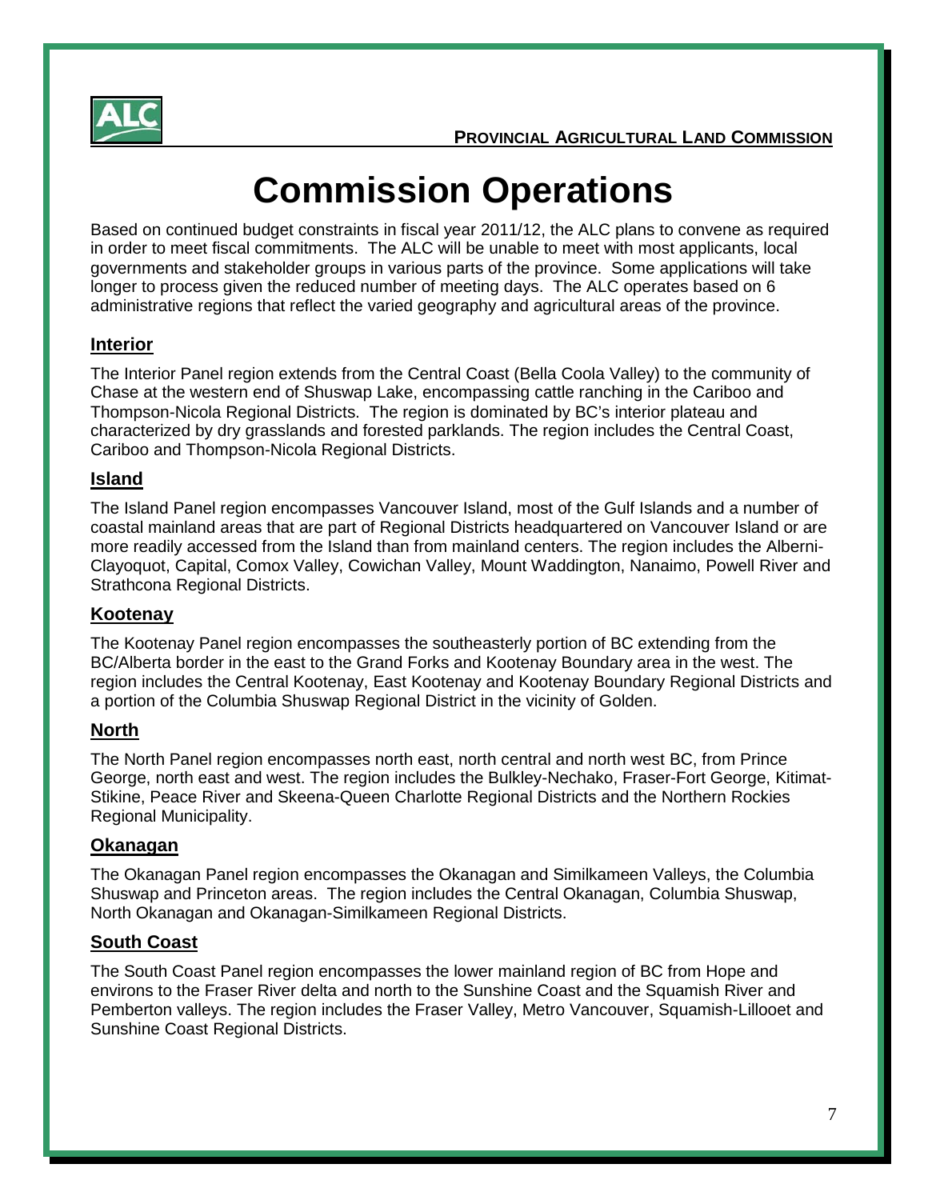# Commission Operations

Based on continued budget constraints in fiscal year 2011/12, the ALC plans to convene as required in order to meet fiscal commitments. The ALC will be unable to meet with most applicants, local governments and stakeholder groups in various parts of the province. Some applications will take longer to process given the reduced number of meeting days. The ALC operates based on 6 administrative regions that reflect the varied geography and agricultural areas of the province.

## Interior

The Interior Panel region extends from the Central Coast (Bella Coola Valley) to the community of Chase at the western end of Shuswap Lake, encompassing cattle ranching in the Cariboo and Thompson-Nicola Regional Districts. The region is dominated by BC's interior plateau and characterized by dry grasslands and forested parklands. The region includes the Central Coast, Cariboo and Thompson-Nicola Regional Districts.

## Island

The Island Panel region encompasses Vancouver Island, most of the Gulf Islands and a number of coastal mainland areas that are part of Regional Districts headquartered on Vancouver Island or are more readily accessed from the Island than from mainland centers. The region includes the Alberni-Clayoquot, Capital, Comox Valley, Cowichan Valley, Mount Waddington, Nanaimo, Powell River and Strathcona Regional Districts.

## Kootenay

The Kootenay Panel region encompasses the southeasterly portion of BC extending from the BC/Alberta border in the east to the Grand Forks and Kootenay Boundary area in the west. The region includes the Central Kootenay, East Kootenay and Kootenay Boundary Regional Districts and a portion of the Columbia Shuswap Regional District in the vicinity of Golden.

## North

The North Panel region encompasses north east, north central and north west BC, from Prince George, north east and west. The region includes the Bulkley-Nechako, Fraser-Fort George, Kitimat-Stikine, Peace River and Skeena-Queen Charlotte Regional Districts and the Northern Rockies Regional Municipality.

## Okanagan

The Okanagan Panel region encompasses the Okanagan and Similkameen Valleys, the Columbia Shuswap and Princeton areas. The region includes the Central Okanagan, Columbia Shuswap, North Okanagan and Okanagan-Similkameen Regional Districts.

## South Coast

The South Coast Panel region encompasses the lower mainland region of BC from Hope and environs to the Fraser River delta and north to the Sunshine Coast and the Squamish River and Pemberton valleys. The region includes the Fraser Valley, Metro Vancouver, Squamish-Lillooet and Sunshine Coast Regional Districts.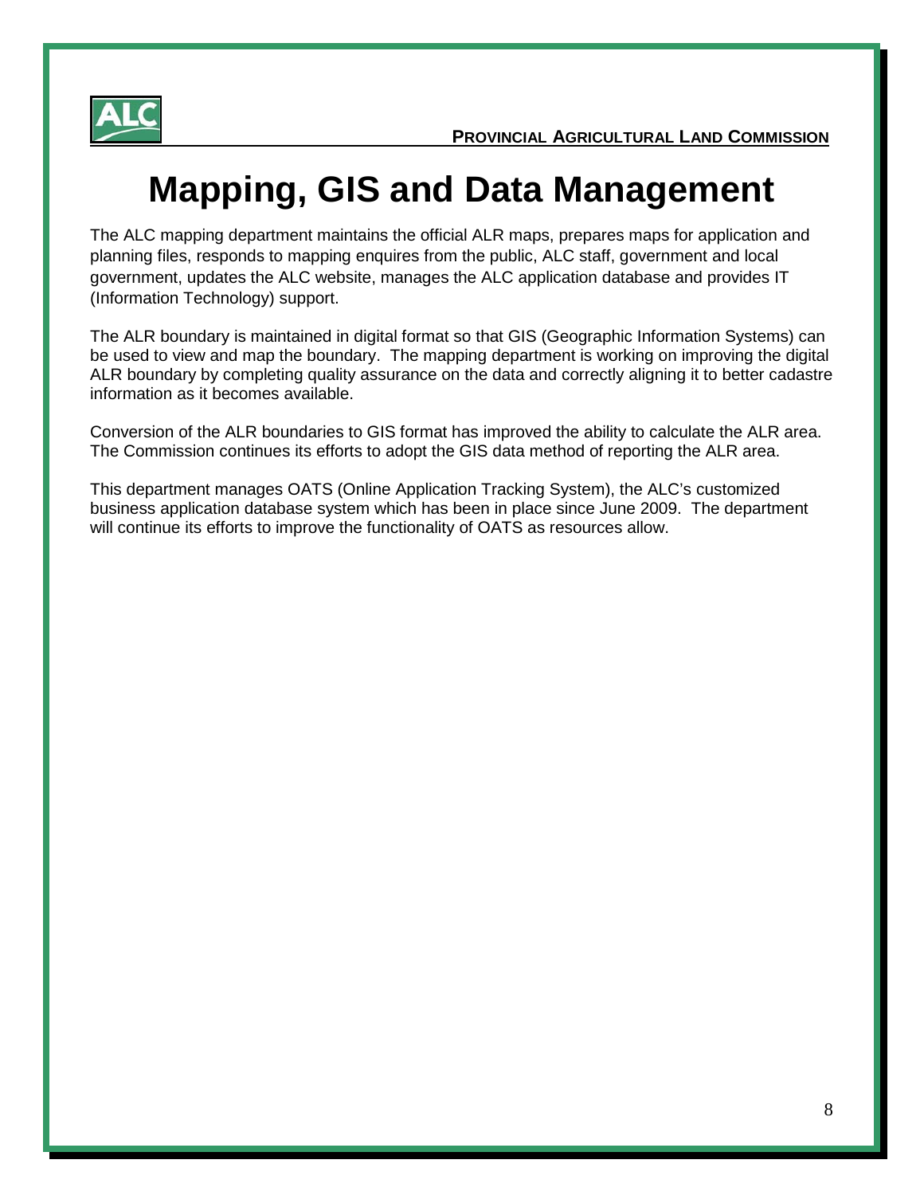# Mapping, GIS and Data Management

The ALC mapping department maintains the official ALR maps, prepares maps for application and planning files, responds to mapping enquires from the public, ALC staff, government and local government, updates the ALC website, manages the ALC application database and provides IT (Information Technology) support.

The ALR boundary is maintained in digital format so that GIS (Geographic Information Systems) can be used to view and map the boundary. The mapping department is working on improving the digital ALR boundary by completing quality assurance on the data and correctly aligning it to better cadastre information as it becomes available.

Conversion of the ALR boundaries to GIS format has improved the ability to calculate the ALR area. The Commission continues its efforts to adopt the GIS data method of reporting the ALR area.

This department manages OATS (Online Application Tracking System), the ALC's customized business application database system which has been in place since June 2009. The department will continue its efforts to improve the functionality of OATS as resources allow.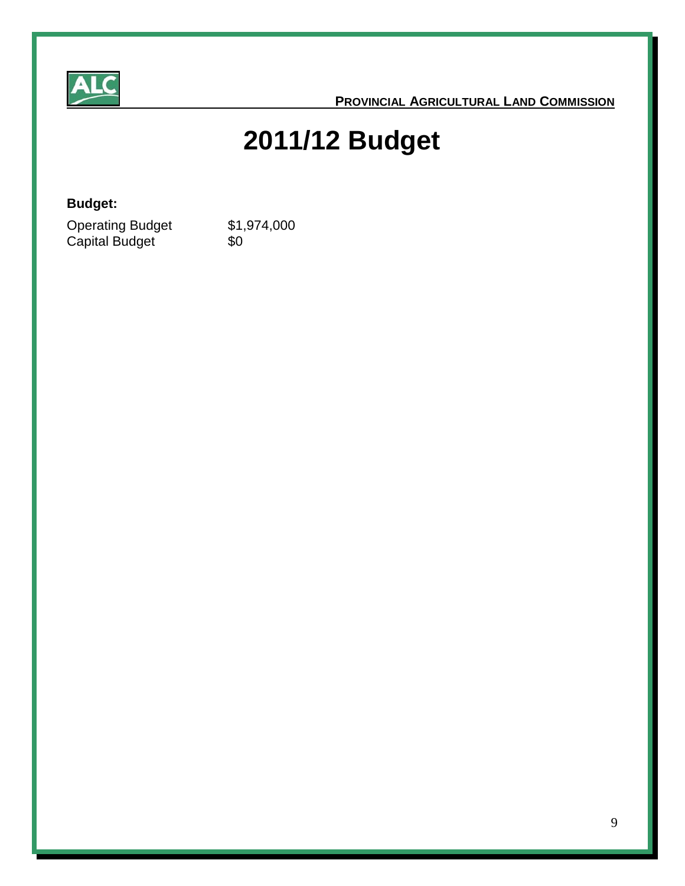# 2011/12 Budget

**Budget:**

| | |
|---|---|
| Operating Budget | $1,974,000 |
| Capital Budget | $0 |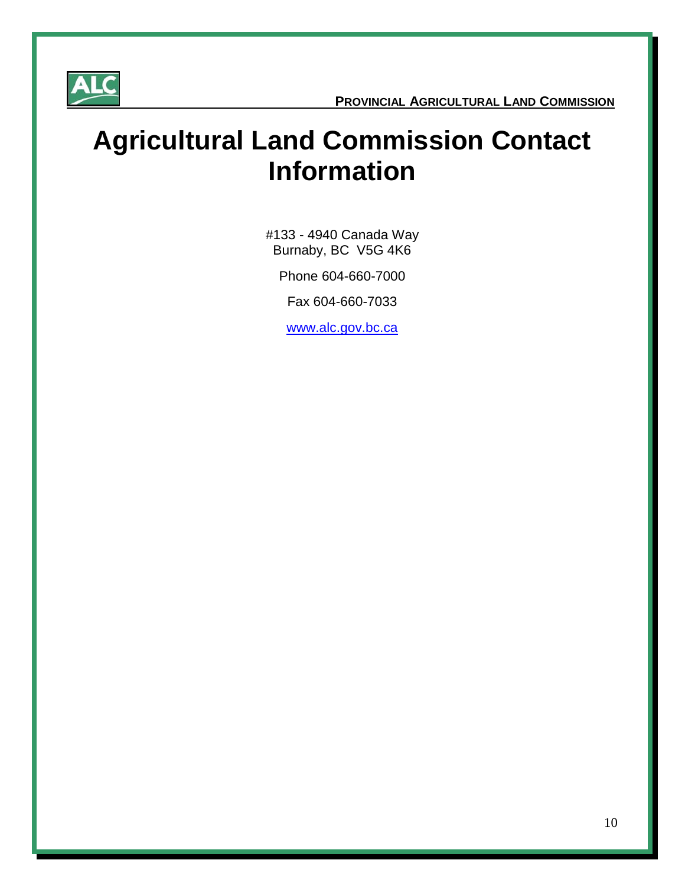# Agricultural Land Commission Contact Information

#133 - 4940 Canada Way
Burnaby, BC V5G 4K6

Phone 604-660-7000

Fax 604-660-7033

www.alc.gov.bc.ca